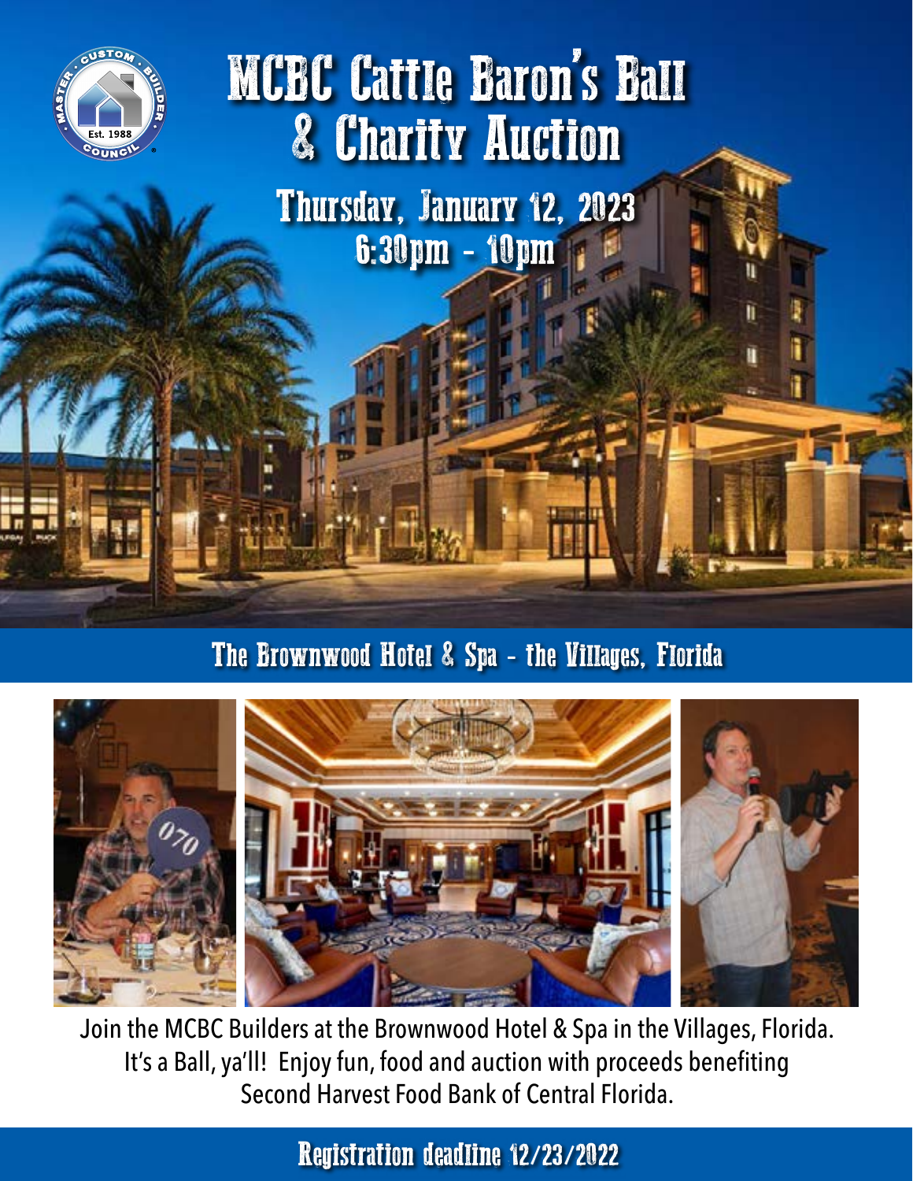# MCBC Cattle Baron's Ball & Charity Auction

## Thursday, January 12, 2023
## 6:30pm - 10pm

## The Brownwood Hotel & Spa - the Villages, Florida

Join the MCBC Builders at the Brownwood Hotel & Spa in the Villages, Florida. It's a Ball, ya'll! Enjoy fun, food and auction with proceeds benefiting Second Harvest Food Bank of Central Florida.

## Registration deadline 12/23/2022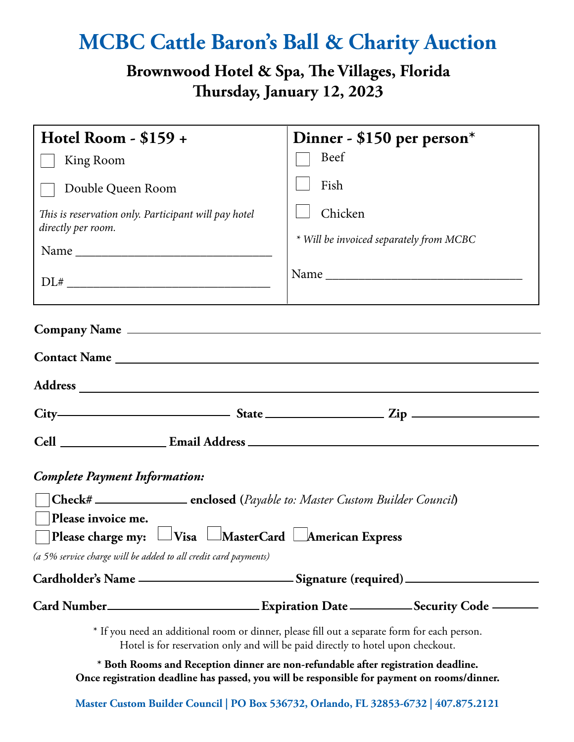# MCBC Cattle Baron's Ball & Charity Auction

## Brownwood Hotel & Spa, The Villages, Florida
## Thursday, January 12, 2023

| Hotel Room - $159 + | Dinner - $150 per person* |
|---|---|
| ☐ King Room | ☐ Beef |
| ☐ Double Queen Room | ☐ Fish |
| *This is reservation only. Participant will pay hotel directly per room.* | ☐ Chicken |
| Name ______________________________ | * *Will be invoiced separately from MCBC* |
| DL# ______________________________ | Name ______________________________ |

**Company Name** ______________________________________________

**Contact Name** ______________________________________________

**Address** ______________________________________________

**City** ____________________ **State** ______________ **Zip** ______________

**Cell** ____________ **Email Address** ______________________________

***Complete Payment Information:***

☐ **Check#** ____________ **enclosed** (*Payable to: Master Custom Builder Council*)

☐ **Please invoice me.**

☐ **Please charge my:** ☐ **Visa** ☐ **MasterCard** ☐ **American Express**

*(a 5% service charge will be added to all credit card payments)*

**Cardholder's Name** ____________________ **Signature (required)** ____________________

**Card Number** ____________________ **Expiration Date** __________ **Security Code** ________

* If you need an additional room or dinner, please fill out a separate form for each person.
Hotel is for reservation only and will be paid directly to hotel upon checkout.

**\* Both Rooms and Reception dinner are non-refundable after registration deadline.**
**Once registration deadline has passed, you will be responsible for payment on rooms/dinner.**

**Master Custom Builder Council | PO Box 536732, Orlando, FL 32853-6732 | 407.875.2121**